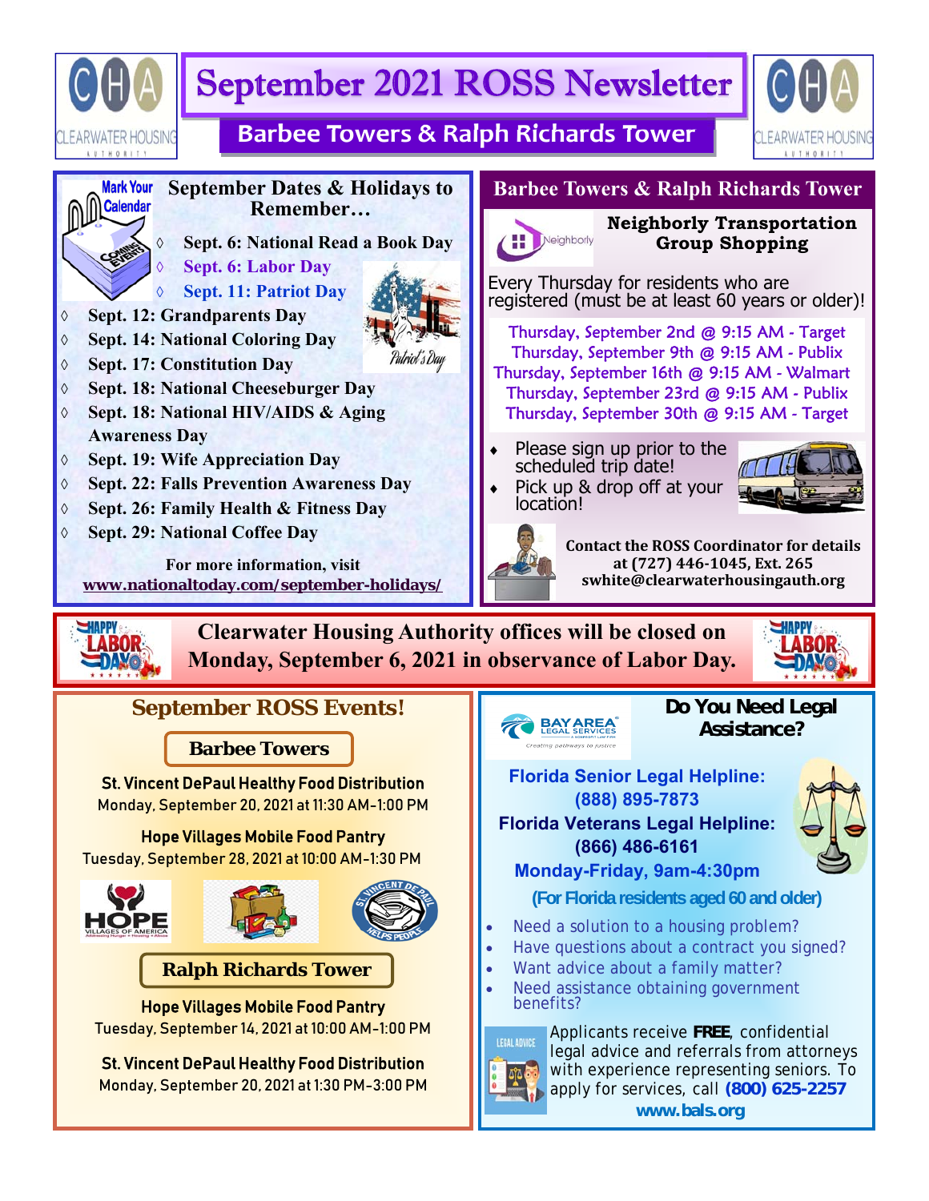# September 2021 ROSS Newsletter

## Barbee Towers & Ralph Richards Tower

### September Dates & Holidays to Remember…

- Sept. 6: National Read a Book Day
- Sept. 6: Labor Day
- Sept. 11: Patriot Day
- Sept. 12: Grandparents Day
- Sept. 14: National Coloring Day
- Sept. 17: Constitution Day
- Sept. 18: National Cheeseburger Day
- Sept. 18: National HIV/AIDS & Aging Awareness Day
- Sept. 19: Wife Appreciation Day
- Sept. 22: Falls Prevention Awareness Day
- Sept. 26: Family Health & Fitness Day
- Sept. 29: National Coffee Day

For more information, visit
www.nationaltoday.com/september-holidays/

### Barbee Towers & Ralph Richards Tower

**Neighborly Transportation Group Shopping**

Every Thursday for residents who are registered (must be at least 60 years or older)!

Thursday, September 2nd @ 9:15 AM - Target
Thursday, September 9th @ 9:15 AM - Publix
Thursday, September 16th @ 9:15 AM - Walmart
Thursday, September 23rd @ 9:15 AM - Publix
Thursday, September 30th @ 9:15 AM - Target

- Please sign up prior to the scheduled trip date!
- Pick up & drop off at your location!

**Contact the ROSS Coordinator for details at (727) 446-1045, Ext. 265 swhite@clearwaterhousingauth.org**

**Clearwater Housing Authority offices will be closed on Monday, September 6, 2021 in observance of Labor Day.**

### September ROSS Events!

**Barbee Towers**

**St. Vincent DePaul Healthy Food Distribution**
Monday, September 20, 2021 at 11:30 AM-1:00 PM

**Hope Villages Mobile Food Pantry**
Tuesday, September 28, 2021 at 10:00 AM-1:30 PM

**Ralph Richards Tower**

**Hope Villages Mobile Food Pantry**
Tuesday, September 14, 2021 at 10:00 AM-1:00 PM

**St. Vincent DePaul Healthy Food Distribution**
Monday, September 20, 2021 at 1:30 PM-3:00 PM

### Do You Need Legal Assistance?

Bay Area Legal Services — Creating pathways to justice

**Florida Senior Legal Helpline: (888) 895-7873**
**Florida Veterans Legal Helpline: (866) 486-6161**
**Monday-Friday, 9am-4:30pm**
**(For Florida residents aged 60 and older)**

- Need a solution to a housing problem?
- Have questions about a contract you signed?
- Want advice about a family matter?
- Need assistance obtaining government benefits?

Applicants receive **FREE**, confidential legal advice and referrals from attorneys with experience representing seniors. To apply for services, call **(800) 625-2257**
**www.bals.org**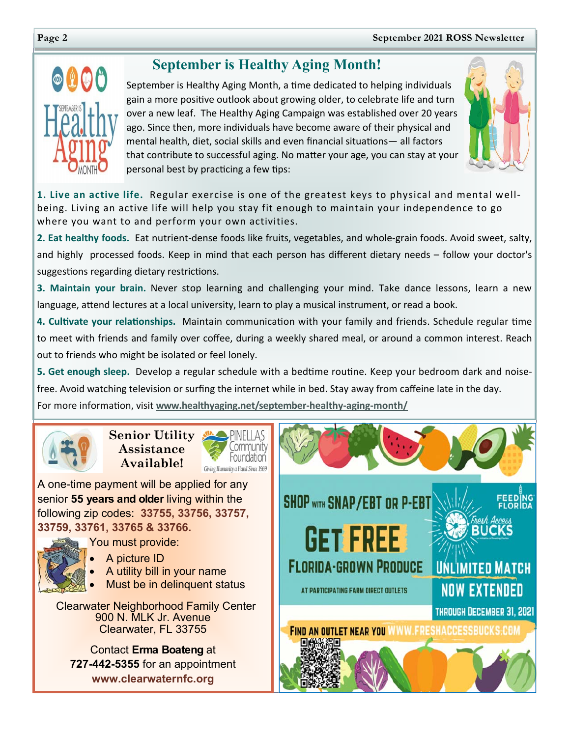## September is Healthy Aging Month!

September is Healthy Aging Month, a time dedicated to helping individuals gain a more positive outlook about growing older, to celebrate life and turn over a new leaf. The Healthy Aging Campaign was established over 20 years ago. Since then, more individuals have become aware of their physical and mental health, diet, social skills and even financial situations— all factors that contribute to successful aging. No matter your age, you can stay at your personal best by practicing a few tips:

**1. Live an active life.** Regular exercise is one of the greatest keys to physical and mental well-being. Living an active life will help you stay fit enough to maintain your independence to go where you want to and perform your own activities.

**2. Eat healthy foods.** Eat nutrient-dense foods like fruits, vegetables, and whole-grain foods. Avoid sweet, salty, and highly processed foods. Keep in mind that each person has different dietary needs – follow your doctor's suggestions regarding dietary restrictions.

**3. Maintain your brain.** Never stop learning and challenging your mind. Take dance lessons, learn a new language, attend lectures at a local university, learn to play a musical instrument, or read a book.

**4. Cultivate your relationships.** Maintain communication with your family and friends. Schedule regular time to meet with friends and family over coffee, during a weekly shared meal, or around a common interest. Reach out to friends who might be isolated or feel lonely.

**5. Get enough sleep.** Develop a regular schedule with a bedtime routine. Keep your bedroom dark and noise-free. Avoid watching television or surfing the internet while in bed. Stay away from caffeine late in the day.

For more information, visit **www.healthyaging.net/september-healthy-aging-month/**

## Senior Utility Assistance Available!

PINELLAS Community Foundation — Giving Humanity a Hand Since 1969

A one-time payment will be applied for any senior **55 years and older** living within the following zip codes: **33755, 33756, 33757, 33759, 33761, 33765 & 33766.**

You must provide:

- A picture ID
- A utility bill in your name
- Must be in delinquent status

Clearwater Neighborhood Family Center
900 N. MLK Jr. Avenue
Clearwater, FL 33755

Contact **Erma Boateng** at **727-442-5355** for an appointment
**www.clearwaternfc.org**

## SHOP WITH SNAP/EBT OR P-EBT

**GET FREE FLORIDA-GROWN PRODUCE**

AT PARTICIPATING FARM DIRECT OUTLETS

FEEDING FLORIDA — Fresh Access BUCKS

**UNLIMITED MATCH NOW EXTENDED**

THROUGH DECEMBER 31, 2021

FIND AN OUTLET NEAR YOU WWW.FRESHACCESSBUCKS.COM